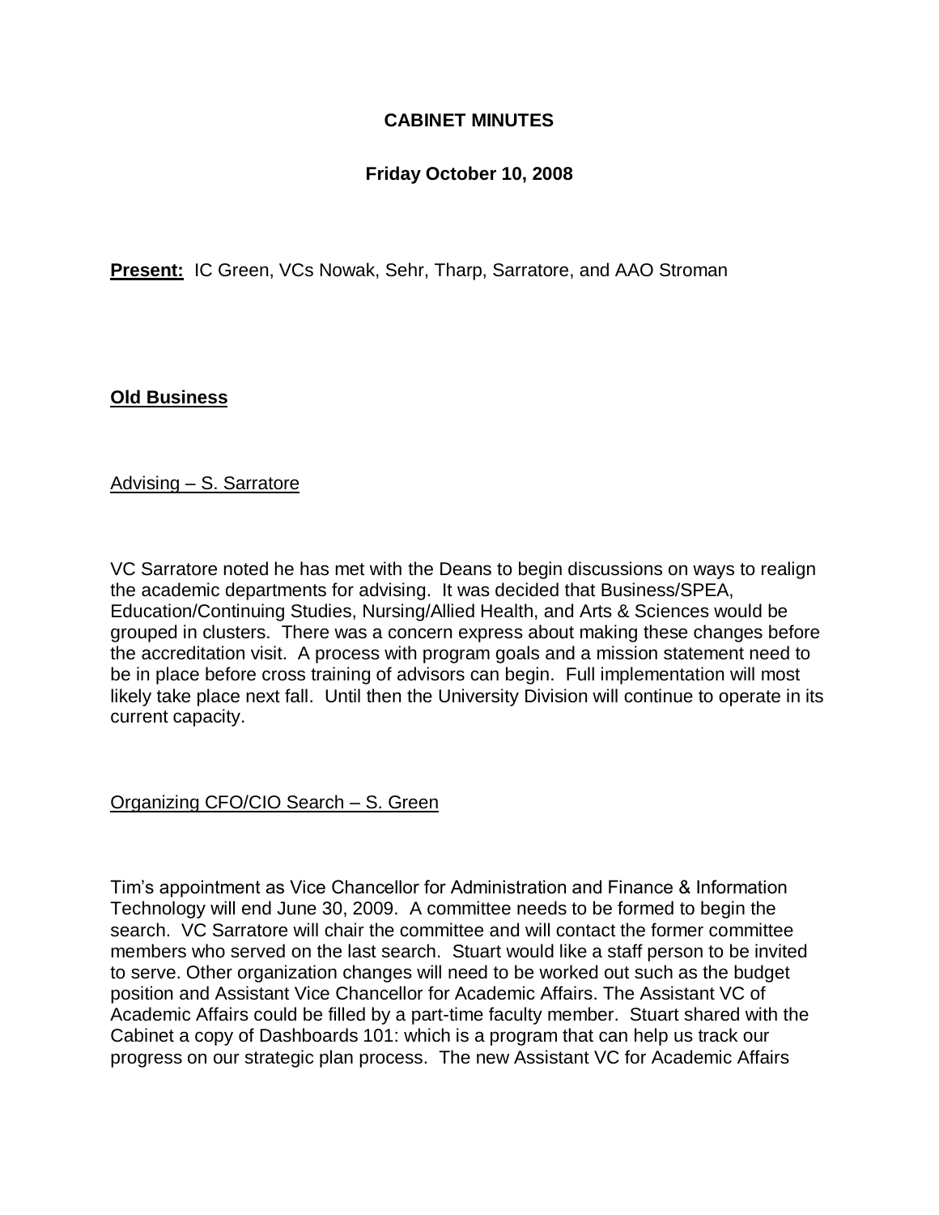**CABINET MINUTES**

**Friday October 10, 2008**

**Present:** IC Green, VCs Nowak, Sehr, Tharp, Sarratore, and AAO Stroman

## Old Business

Advising – S. Sarratore

VC Sarratore noted he has met with the Deans to begin discussions on ways to realign the academic departments for advising. It was decided that Business/SPEA, Education/Continuing Studies, Nursing/Allied Health, and Arts & Sciences would be grouped in clusters. There was a concern express about making these changes before the accreditation visit. A process with program goals and a mission statement need to be in place before cross training of advisors can begin. Full implementation will most likely take place next fall. Until then the University Division will continue to operate in its current capacity.

Organizing CFO/CIO Search – S. Green

Tim's appointment as Vice Chancellor for Administration and Finance & Information Technology will end June 30, 2009. A committee needs to be formed to begin the search. VC Sarratore will chair the committee and will contact the former committee members who served on the last search. Stuart would like a staff person to be invited to serve. Other organization changes will need to be worked out such as the budget position and Assistant Vice Chancellor for Academic Affairs. The Assistant VC of Academic Affairs could be filled by a part-time faculty member. Stuart shared with the Cabinet a copy of Dashboards 101: which is a program that can help us track our progress on our strategic plan process. The new Assistant VC for Academic Affairs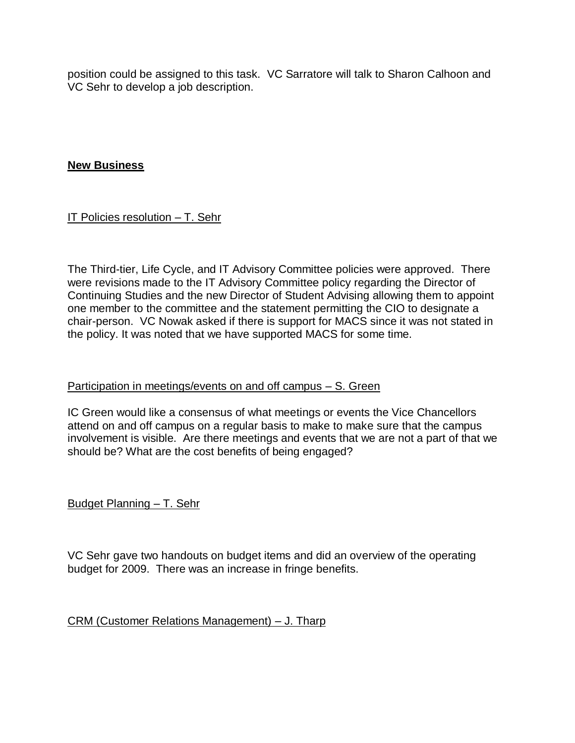position could be assigned to this task. VC Sarratore will talk to Sharon Calhoon and VC Sehr to develop a job description.

## **New Business**

IT Policies resolution – T. Sehr

The Third-tier, Life Cycle, and IT Advisory Committee policies were approved. There were revisions made to the IT Advisory Committee policy regarding the Director of Continuing Studies and the new Director of Student Advising allowing them to appoint one member to the committee and the statement permitting the CIO to designate a chair-person. VC Nowak asked if there is support for MACS since it was not stated in the policy. It was noted that we have supported MACS for some time.

Participation in meetings/events on and off campus – S. Green

IC Green would like a consensus of what meetings or events the Vice Chancellors attend on and off campus on a regular basis to make to make sure that the campus involvement is visible. Are there meetings and events that we are not a part of that we should be? What are the cost benefits of being engaged?

Budget Planning – T. Sehr

VC Sehr gave two handouts on budget items and did an overview of the operating budget for 2009. There was an increase in fringe benefits.

CRM (Customer Relations Management) – J. Tharp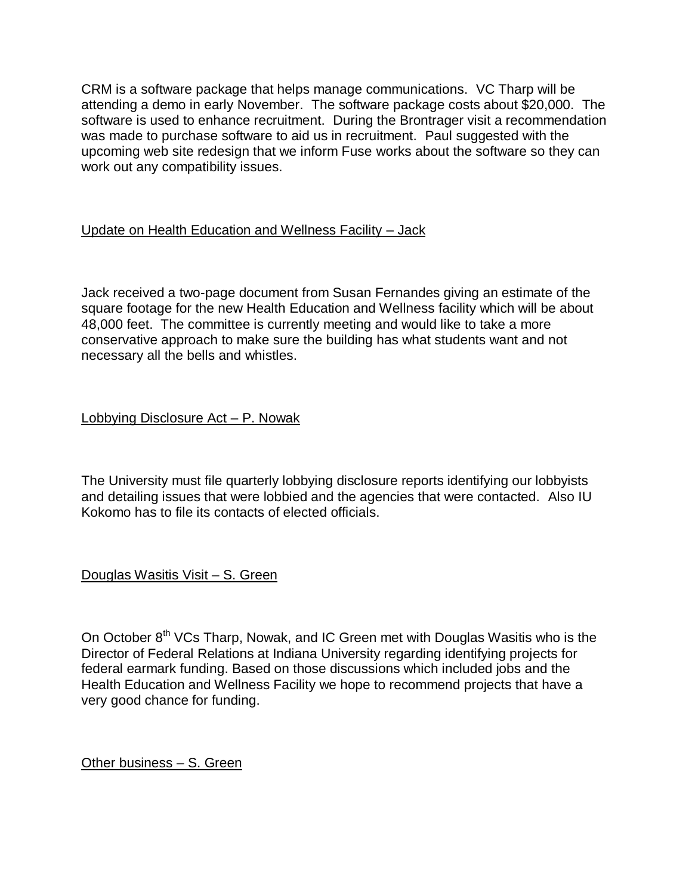CRM is a software package that helps manage communications. VC Tharp will be attending a demo in early November. The software package costs about $20,000. The software is used to enhance recruitment. During the Brontrager visit a recommendation was made to purchase software to aid us in recruitment. Paul suggested with the upcoming web site redesign that we inform Fuse works about the software so they can work out any compatibility issues.

<u>Update on Health Education and Wellness Facility – Jack</u>

Jack received a two-page document from Susan Fernandes giving an estimate of the square footage for the new Health Education and Wellness facility which will be about 48,000 feet. The committee is currently meeting and would like to take a more conservative approach to make sure the building has what students want and not necessary all the bells and whistles.

<u>Lobbying Disclosure Act – P. Nowak</u>

The University must file quarterly lobbying disclosure reports identifying our lobbyists and detailing issues that were lobbied and the agencies that were contacted. Also IU Kokomo has to file its contacts of elected officials.

<u>Douglas Wasitis Visit – S. Green</u>

On October 8th VCs Tharp, Nowak, and IC Green met with Douglas Wasitis who is the Director of Federal Relations at Indiana University regarding identifying projects for federal earmark funding. Based on those discussions which included jobs and the Health Education and Wellness Facility we hope to recommend projects that have a very good chance for funding.

<u>Other business – S. Green</u>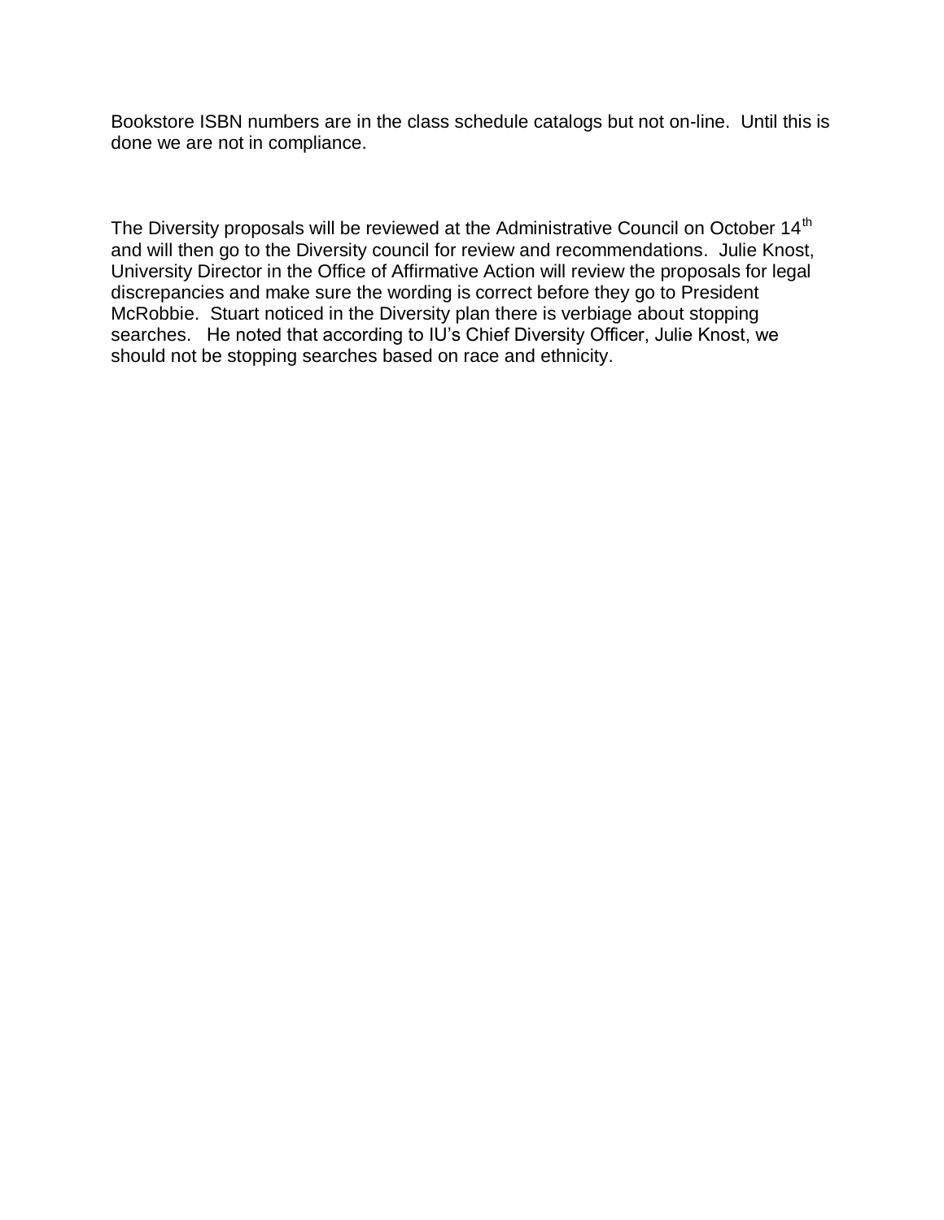Bookstore ISBN numbers are in the class schedule catalogs but not on-line. Until this is done we are not in compliance.

The Diversity proposals will be reviewed at the Administrative Council on October 14th and will then go to the Diversity council for review and recommendations. Julie Knost, University Director in the Office of Affirmative Action will review the proposals for legal discrepancies and make sure the wording is correct before they go to President McRobbie. Stuart noticed in the Diversity plan there is verbiage about stopping searches. He noted that according to IU's Chief Diversity Officer, Julie Knost, we should not be stopping searches based on race and ethnicity.